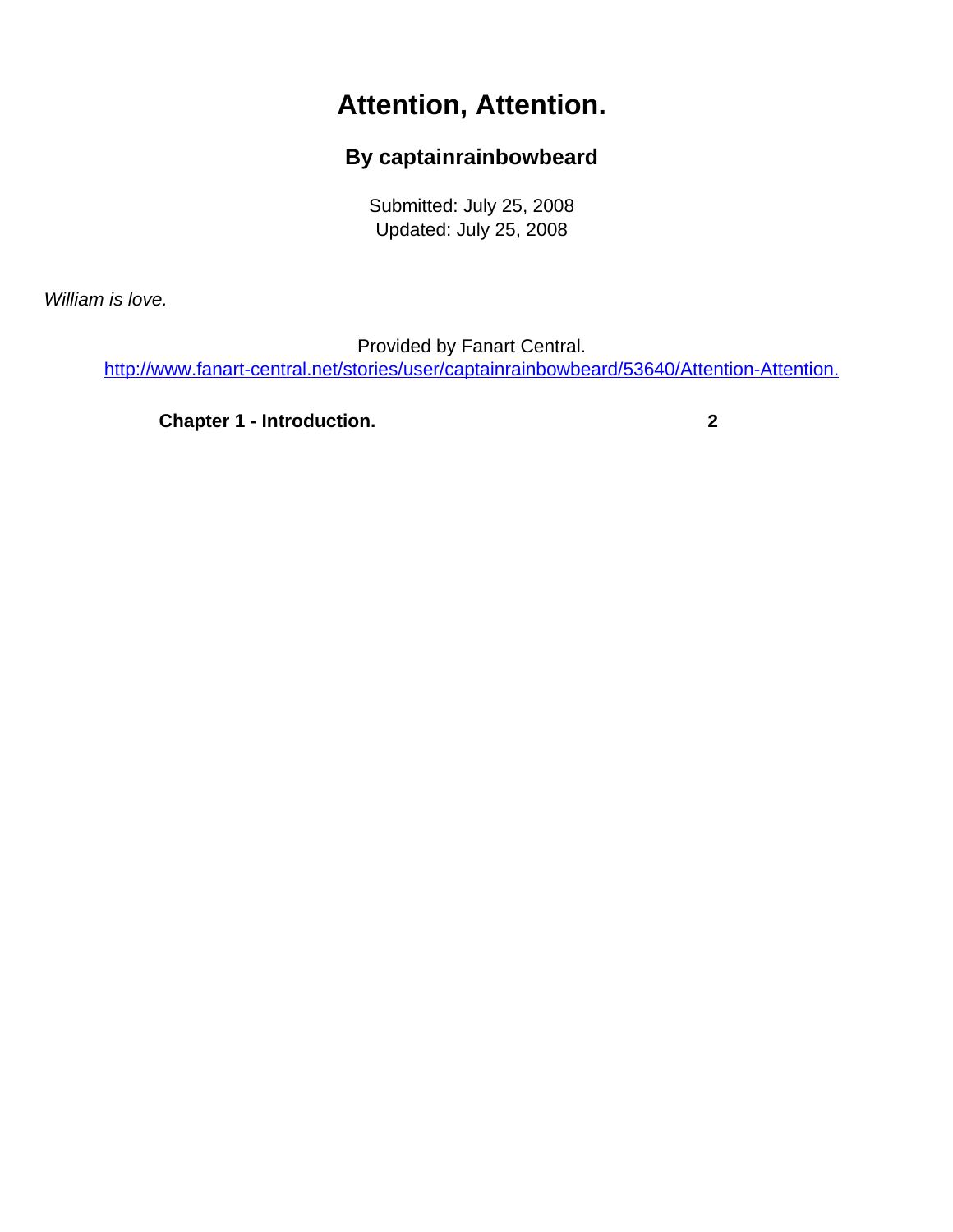# Attention, Attention.

### By captainrainbowbeard

Submitted: July 25, 2008
Updated: July 25, 2008

*William is love.*

Provided by Fanart Central.
http://www.fanart-central.net/stories/user/captainrainbowbeard/53640/Attention-Attention.

| | |
|---|---|
| **Chapter 1 - Introduction.** | **2** |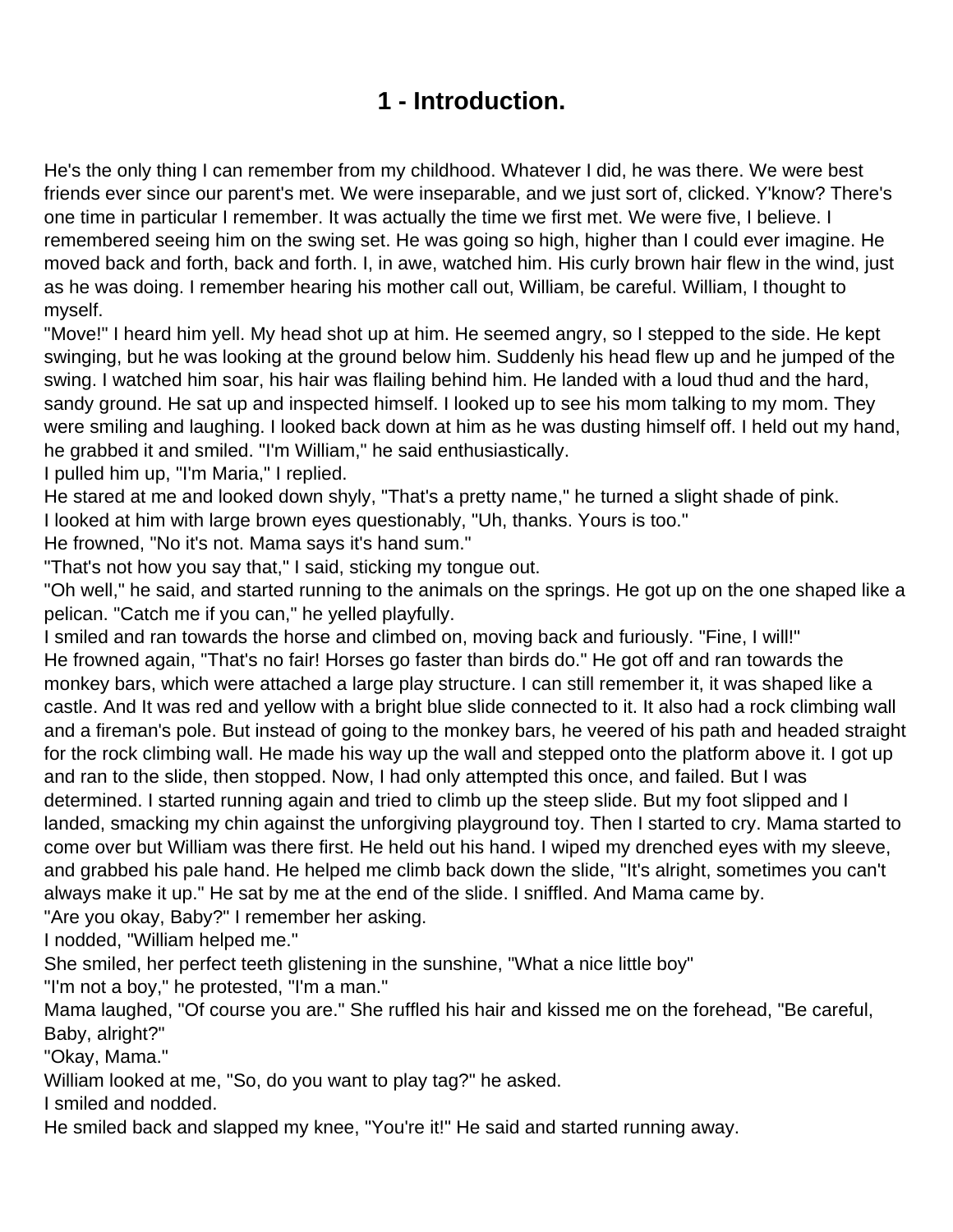# 1 - Introduction.

He's the only thing I can remember from my childhood. Whatever I did, he was there. We were best friends ever since our parent's met. We were inseparable, and we just sort of, clicked. Y'know? There's one time in particular I remember. It was actually the time we first met. We were five, I believe. I remembered seeing him on the swing set. He was going so high, higher than I could ever imagine. He moved back and forth, back and forth. I, in awe, watched him. His curly brown hair flew in the wind, just as he was doing. I remember hearing his mother call out, William, be careful. William, I thought to myself.

"Move!" I heard him yell. My head shot up at him. He seemed angry, so I stepped to the side. He kept swinging, but he was looking at the ground below him. Suddenly his head flew up and he jumped of the swing. I watched him soar, his hair was flailing behind him. He landed with a loud thud and the hard, sandy ground. He sat up and inspected himself. I looked up to see his mom talking to my mom. They were smiling and laughing. I looked back down at him as he was dusting himself off. I held out my hand, he grabbed it and smiled. "I'm William," he said enthusiastically.

I pulled him up, "I'm Maria," I replied.

He stared at me and looked down shyly, "That's a pretty name," he turned a slight shade of pink.

I looked at him with large brown eyes questionably, "Uh, thanks. Yours is too."

He frowned, "No it's not. Mama says it's hand sum."

"That's not how you say that," I said, sticking my tongue out.

"Oh well," he said, and started running to the animals on the springs. He got up on the one shaped like a pelican. "Catch me if you can," he yelled playfully.

I smiled and ran towards the horse and climbed on, moving back and furiously. "Fine, I will!"

He frowned again, "That's no fair! Horses go faster than birds do." He got off and ran towards the monkey bars, which were attached a large play structure. I can still remember it, it was shaped like a castle. And It was red and yellow with a bright blue slide connected to it. It also had a rock climbing wall and a fireman's pole. But instead of going to the monkey bars, he veered of his path and headed straight for the rock climbing wall. He made his way up the wall and stepped onto the platform above it. I got up and ran to the slide, then stopped. Now, I had only attempted this once, and failed. But I was determined. I started running again and tried to climb up the steep slide. But my foot slipped and I landed, smacking my chin against the unforgiving playground toy. Then I started to cry. Mama started to come over but William was there first. He held out his hand. I wiped my drenched eyes with my sleeve, and grabbed his pale hand. He helped me climb back down the slide, "It's alright, sometimes you can't always make it up." He sat by me at the end of the slide. I sniffled. And Mama came by.

"Are you okay, Baby?" I remember her asking.

I nodded, "William helped me."

She smiled, her perfect teeth glistening in the sunshine, "What a nice little boy"

"I'm not a boy," he protested, "I'm a man."

Mama laughed, "Of course you are." She ruffled his hair and kissed me on the forehead, "Be careful, Baby, alright?"

"Okay, Mama."

William looked at me, "So, do you want to play tag?" he asked.

I smiled and nodded.

He smiled back and slapped my knee, "You're it!" He said and started running away.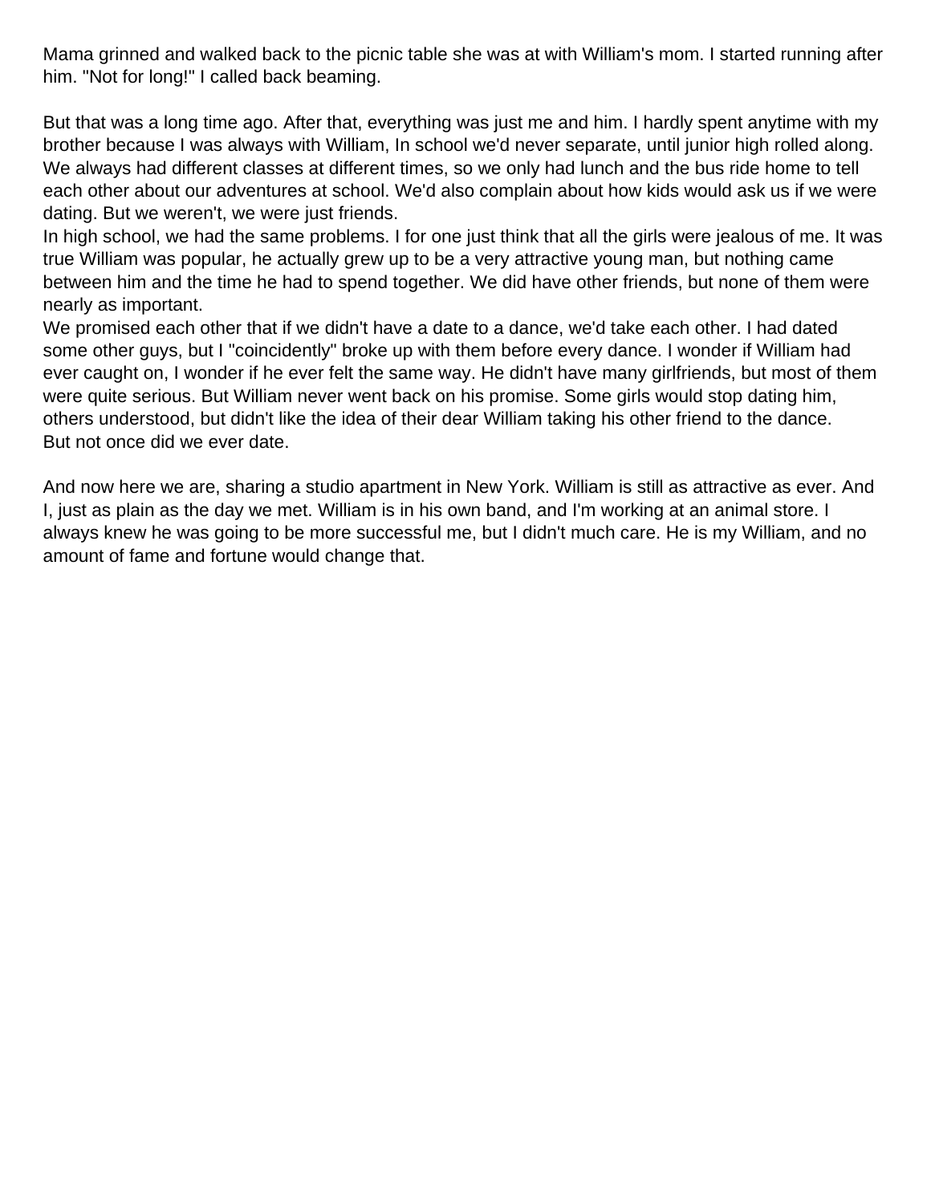Mama grinned and walked back to the picnic table she was at with William's mom. I started running after him. "Not for long!" I called back beaming.

But that was a long time ago. After that, everything was just me and him. I hardly spent anytime with my brother because I was always with William, In school we'd never separate, until junior high rolled along. We always had different classes at different times, so we only had lunch and the bus ride home to tell each other about our adventures at school. We'd also complain about how kids would ask us if we were dating. But we weren't, we were just friends.
In high school, we had the same problems. I for one just think that all the girls were jealous of me. It was true William was popular, he actually grew up to be a very attractive young man, but nothing came between him and the time he had to spend together. We did have other friends, but none of them were nearly as important.
We promised each other that if we didn't have a date to a dance, we'd take each other. I had dated some other guys, but I "coincidently" broke up with them before every dance. I wonder if William had ever caught on, I wonder if he ever felt the same way. He didn't have many girlfriends, but most of them were quite serious. But William never went back on his promise. Some girls would stop dating him, others understood, but didn't like the idea of their dear William taking his other friend to the dance.
But not once did we ever date.

And now here we are, sharing a studio apartment in New York. William is still as attractive as ever. And I, just as plain as the day we met. William is in his own band, and I'm working at an animal store. I always knew he was going to be more successful me, but I didn't much care. He is my William, and no amount of fame and fortune would change that.